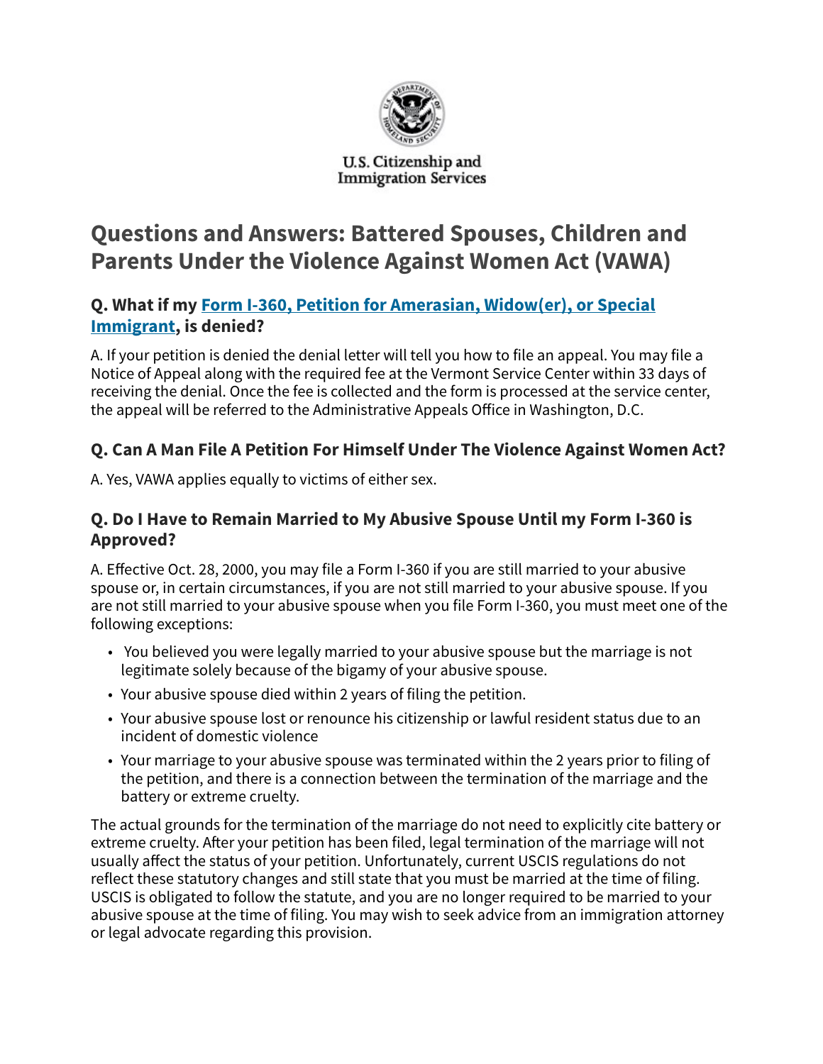U.S. Citizenship and Immigration Services

# Questions and Answers: Battered Spouses, Children and Parents Under the Violence Against Women Act (VAWA)

### Q. What if my [Form I-360, Petition for Amerasian, Widow(er), or Special Immigrant](), is denied?

A. If your petition is denied the denial letter will tell you how to file an appeal. You may file a Notice of Appeal along with the required fee at the Vermont Service Center within 33 days of receiving the denial. Once the fee is collected and the form is processed at the service center, the appeal will be referred to the Administrative Appeals Office in Washington, D.C.

### Q. Can A Man File A Petition For Himself Under The Violence Against Women Act?

A. Yes, VAWA applies equally to victims of either sex.

### Q. Do I Have to Remain Married to My Abusive Spouse Until my Form I-360 is Approved?

A. Effective Oct. 28, 2000, you may file a Form I-360 if you are still married to your abusive spouse or, in certain circumstances, if you are not still married to your abusive spouse. If you are not still married to your abusive spouse when you file Form I-360, you must meet one of the following exceptions:

- You believed you were legally married to your abusive spouse but the marriage is not legitimate solely because of the bigamy of your abusive spouse.
- Your abusive spouse died within 2 years of filing the petition.
- Your abusive spouse lost or renounce his citizenship or lawful resident status due to an incident of domestic violence
- Your marriage to your abusive spouse was terminated within the 2 years prior to filing of the petition, and there is a connection between the termination of the marriage and the battery or extreme cruelty.

The actual grounds for the termination of the marriage do not need to explicitly cite battery or extreme cruelty. After your petition has been filed, legal termination of the marriage will not usually affect the status of your petition. Unfortunately, current USCIS regulations do not reflect these statutory changes and still state that you must be married at the time of filing. USCIS is obligated to follow the statute, and you are no longer required to be married to your abusive spouse at the time of filing. You may wish to seek advice from an immigration attorney or legal advocate regarding this provision.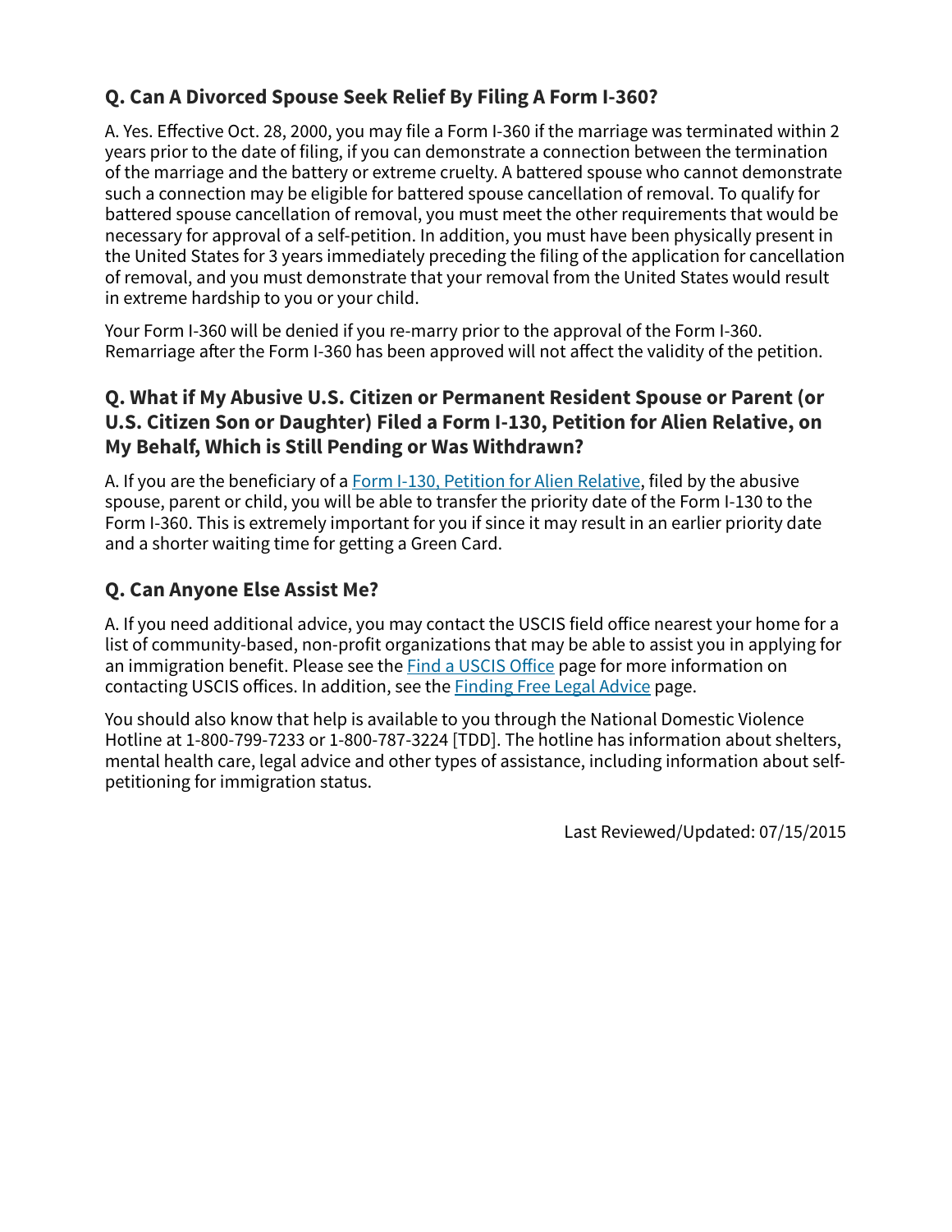## Q. Can A Divorced Spouse Seek Relief By Filing A Form I-360?

A. Yes. Effective Oct. 28, 2000, you may file a Form I-360 if the marriage was terminated within 2 years prior to the date of filing, if you can demonstrate a connection between the termination of the marriage and the battery or extreme cruelty. A battered spouse who cannot demonstrate such a connection may be eligible for battered spouse cancellation of removal. To qualify for battered spouse cancellation of removal, you must meet the other requirements that would be necessary for approval of a self-petition. In addition, you must have been physically present in the United States for 3 years immediately preceding the filing of the application for cancellation of removal, and you must demonstrate that your removal from the United States would result in extreme hardship to you or your child.

Your Form I-360 will be denied if you re-marry prior to the approval of the Form I-360. Remarriage after the Form I-360 has been approved will not affect the validity of the petition.

## Q. What if My Abusive U.S. Citizen or Permanent Resident Spouse or Parent (or U.S. Citizen Son or Daughter) Filed a Form I-130, Petition for Alien Relative, on My Behalf, Which is Still Pending or Was Withdrawn?

A. If you are the beneficiary of a [Form I-130, Petition for Alien Relative](), filed by the abusive spouse, parent or child, you will be able to transfer the priority date of the Form I-130 to the Form I-360. This is extremely important for you if since it may result in an earlier priority date and a shorter waiting time for getting a Green Card.

## Q. Can Anyone Else Assist Me?

A. If you need additional advice, you may contact the USCIS field office nearest your home for a list of community-based, non-profit organizations that may be able to assist you in applying for an immigration benefit. Please see the [Find a USCIS Office]() page for more information on contacting USCIS offices. In addition, see the [Finding Free Legal Advice]() page.

You should also know that help is available to you through the National Domestic Violence Hotline at 1-800-799-7233 or 1-800-787-3224 [TDD]. The hotline has information about shelters, mental health care, legal advice and other types of assistance, including information about self-petitioning for immigration status.

Last Reviewed/Updated: 07/15/2015